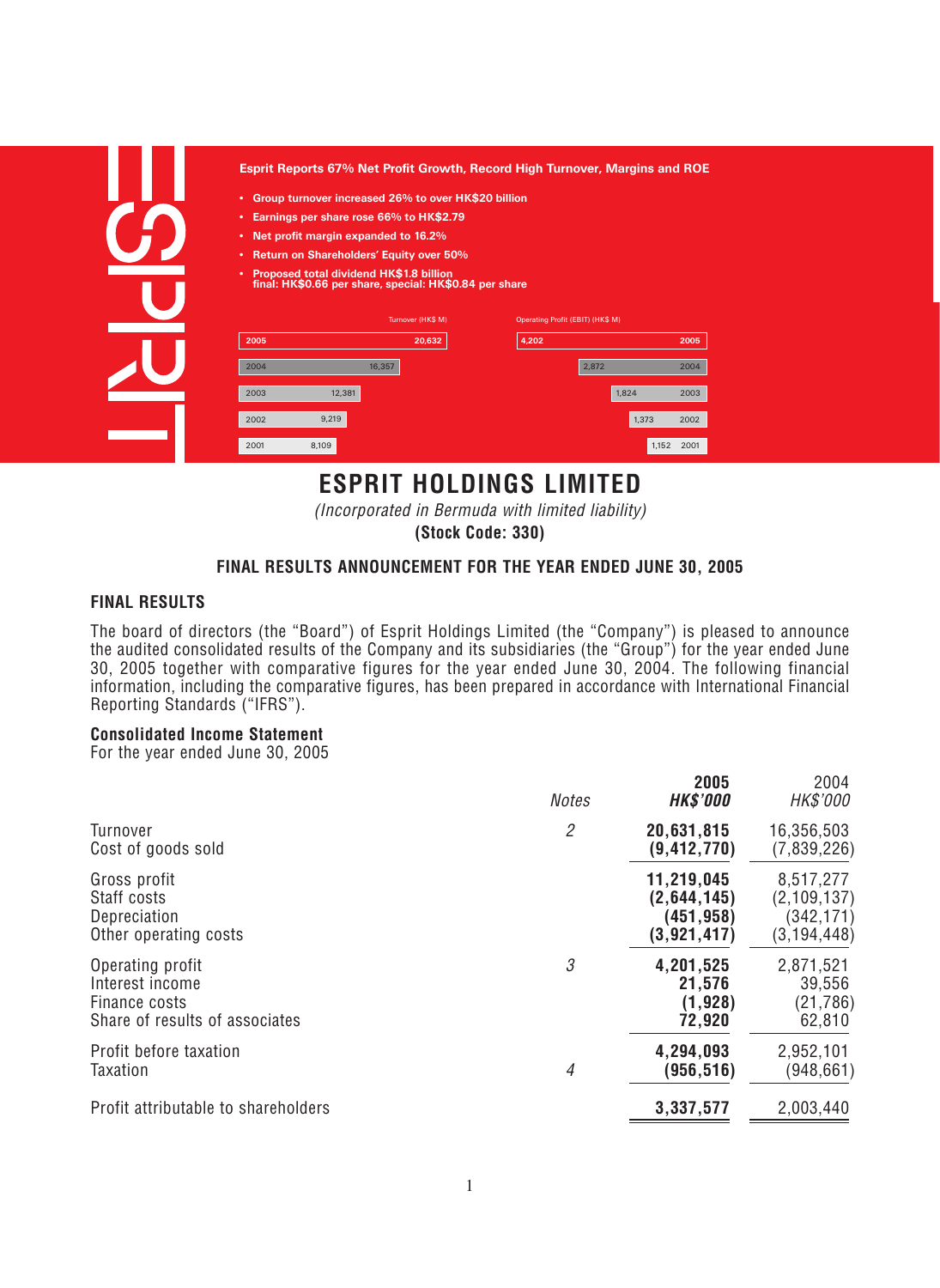**Esprit Reports 67% Net Profit Growth, Record High Turnover, Margins and ROE**

- **Group turnover increased 26% to over HK$20 billion**
- **Earnings per share rose 66% to HK$2.79**
- **Net profit margin expanded to 16.2%**
- **Return on Shareholders' Equity over 50%**
- **Proposed total dividend HK$1.8 billion final: HK$0.66 per share, special: HK$0.84 per share**

| Year | Turnover (HK$ M) | Operating Profit (EBIT) (HK$ M) |
|---|---|---|
| 2005 | 20,632 | 4,202 |
| 2004 | 16,357 | 2,872 |
| 2003 | 12,381 | 1,824 |
| 2002 | 9,219 | 1,373 |
| 2001 | 8,109 | 1,152 |

# ESPRIT HOLDINGS LIMITED

*(Incorporated in Bermuda with limited liability)*

**(Stock Code: 330)**

## FINAL RESULTS ANNOUNCEMENT FOR THE YEAR ENDED JUNE 30, 2005

### FINAL RESULTS

The board of directors (the "Board") of Esprit Holdings Limited (the "Company") is pleased to announce the audited consolidated results of the Company and its subsidiaries (the "Group") for the year ended June 30, 2005 together with comparative figures for the year ended June 30, 2004. The following financial information, including the comparative figures, has been prepared in accordance with International Financial Reporting Standards ("IFRS").

**Consolidated Income Statement**

For the year ended June 30, 2005

| | *Notes* | **2005** ***HK$'000*** | 2004 *HK$'000* |
|---|---|---|---|
| Turnover | *2* | **20,631,815** | 16,356,503 |
| Cost of goods sold | | **(9,412,770)** | (7,839,226) |
| Gross profit | | **11,219,045** | 8,517,277 |
| Staff costs | | **(2,644,145)** | (2,109,137) |
| Depreciation | | **(451,958)** | (342,171) |
| Other operating costs | | **(3,921,417)** | (3,194,448) |
| Operating profit | *3* | **4,201,525** | 2,871,521 |
| Interest income | | **21,576** | 39,556 |
| Finance costs | | **(1,928)** | (21,786) |
| Share of results of associates | | **72,920** | 62,810 |
| Profit before taxation | | **4,294,093** | 2,952,101 |
| Taxation | *4* | **(956,516)** | (948,661) |
| Profit attributable to shareholders | | **3,337,577** | 2,003,440 |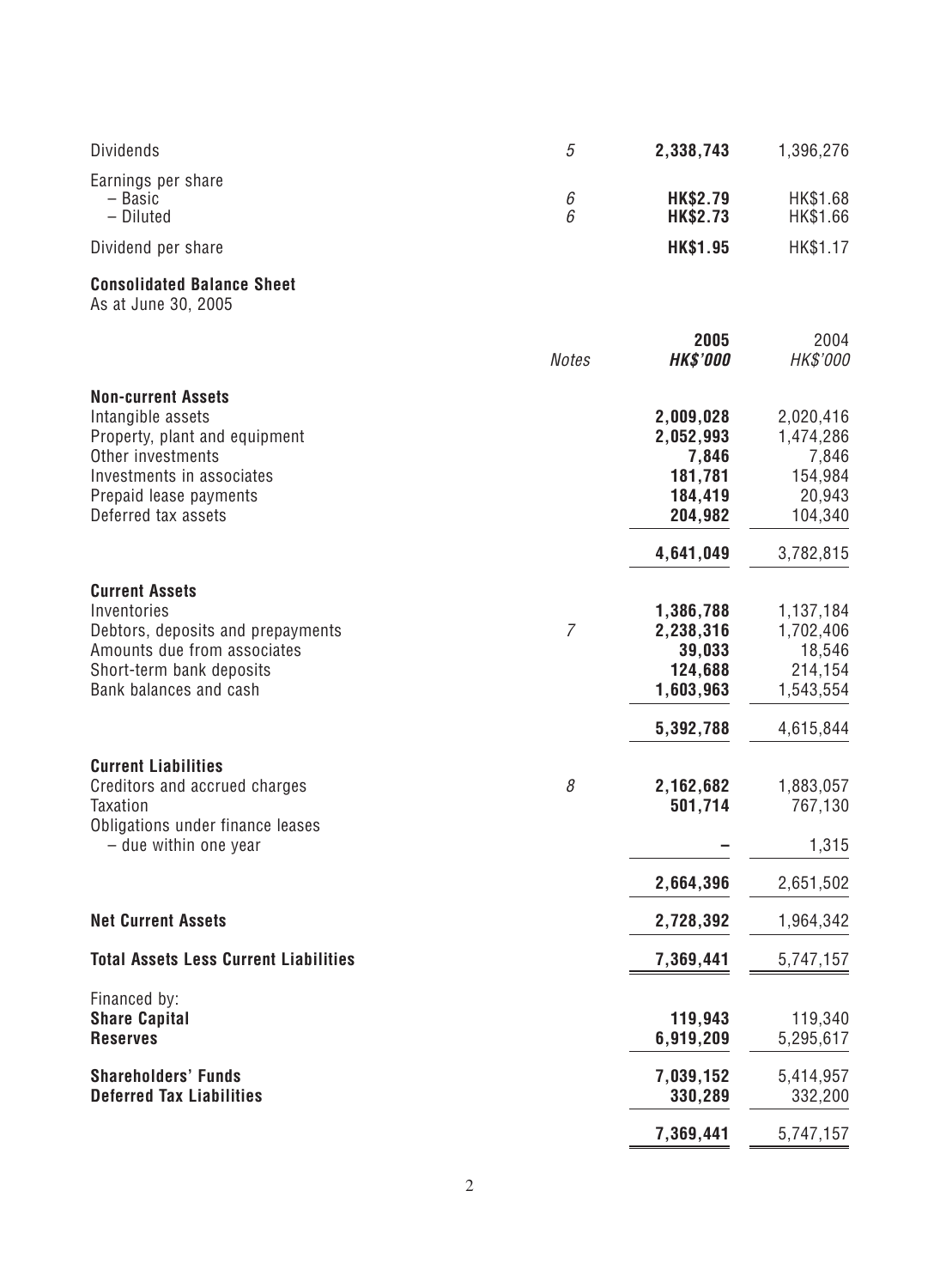| | Notes | 2005 | 2004 |
|---|---|---|---|
| Dividends | 5 | **2,338,743** | 1,396,276 |
| Earnings per share | | | |
| – Basic | 6 | **HK$2.79** | HK$1.68 |
| – Diluted | 6 | **HK$2.73** | HK$1.66 |
| Dividend per share | | **HK$1.95** | HK$1.17 |

## Consolidated Balance Sheet

As at June 30, 2005

| | *Notes* | **2005** ***HK$'000*** | 2004 *HK$'000* |
|---|---|---|---|
| **Non-current Assets** | | | |
| Intangible assets | | **2,009,028** | 2,020,416 |
| Property, plant and equipment | | **2,052,993** | 1,474,286 |
| Other investments | | **7,846** | 7,846 |
| Investments in associates | | **181,781** | 154,984 |
| Prepaid lease payments | | **184,419** | 20,943 |
| Deferred tax assets | | **204,982** | 104,340 |
| | | **4,641,049** | 3,782,815 |
| **Current Assets** | | | |
| Inventories | | **1,386,788** | 1,137,184 |
| Debtors, deposits and prepayments | 7 | **2,238,316** | 1,702,406 |
| Amounts due from associates | | **39,033** | 18,546 |
| Short-term bank deposits | | **124,688** | 214,154 |
| Bank balances and cash | | **1,603,963** | 1,543,554 |
| | | **5,392,788** | 4,615,844 |
| **Current Liabilities** | | | |
| Creditors and accrued charges | 8 | **2,162,682** | 1,883,057 |
| Taxation | | **501,714** | 767,130 |
| Obligations under finance leases – due within one year | | **–** | 1,315 |
| | | **2,664,396** | 2,651,502 |
| **Net Current Assets** | | **2,728,392** | 1,964,342 |
| **Total Assets Less Current Liabilities** | | **7,369,441** | 5,747,157 |
| Financed by: | | | |
| **Share Capital** | | **119,943** | 119,340 |
| **Reserves** | | **6,919,209** | 5,295,617 |
| **Shareholders' Funds** | | **7,039,152** | 5,414,957 |
| **Deferred Tax Liabilities** | | **330,289** | 332,200 |
| | | **7,369,441** | 5,747,157 |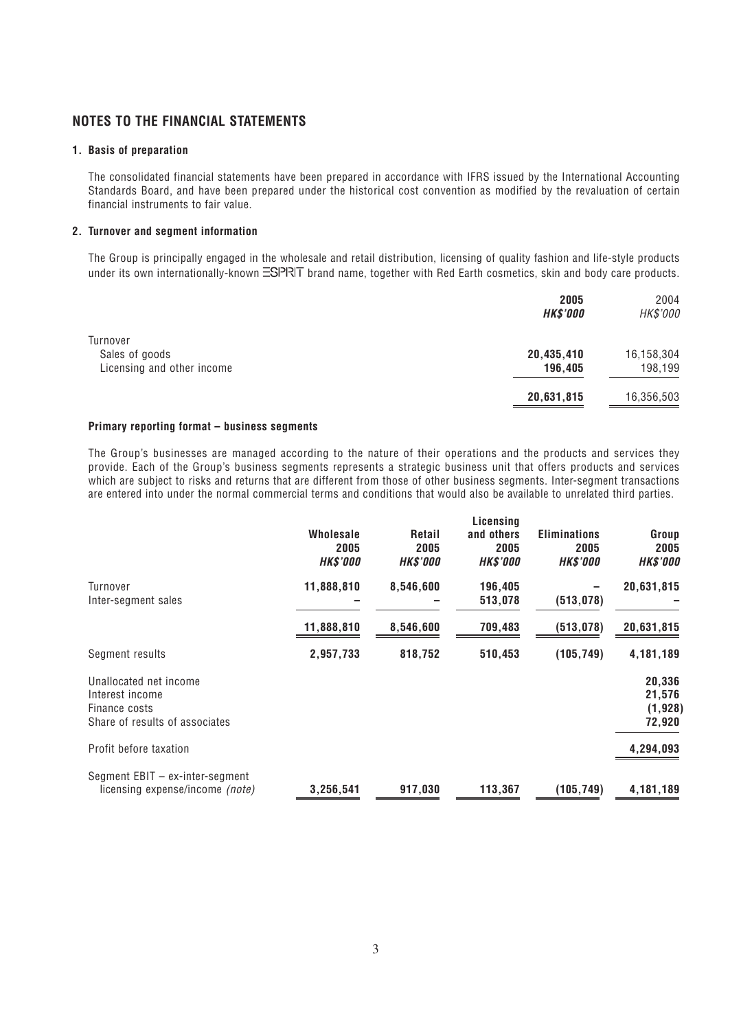# NOTES TO THE FINANCIAL STATEMENTS

## 1. Basis of preparation

The consolidated financial statements have been prepared in accordance with IFRS issued by the International Accounting Standards Board, and have been prepared under the historical cost convention as modified by the revaluation of certain financial instruments to fair value.

## 2. Turnover and segment information

The Group is principally engaged in the wholesale and retail distribution, licensing of quality fashion and life-style products under its own internationally-known ESPRIT brand name, together with Red Earth cosmetics, skin and body care products.

| | **2005** | 2004 |
|---|---|---|
| | ***HK$'000*** | *HK$'000* |
| Turnover | | |
| Sales of goods | **20,435,410** | 16,158,304 |
| Licensing and other income | **196,405** | 198,199 |
| | **20,631,815** | 16,356,503 |

### Primary reporting format – business segments

The Group's businesses are managed according to the nature of their operations and the products and services they provide. Each of the Group's business segments represents a strategic business unit that offers products and services which are subject to risks and returns that are different from those of other business segments. Inter-segment transactions are entered into under the normal commercial terms and conditions that would also be available to unrelated third parties.

| | **Wholesale 2005** | **Retail 2005** | **Licensing and others 2005** | **Eliminations 2005** | **Group 2005** |
|---|---|---|---|---|---|
| | ***HK$'000*** | ***HK$'000*** | ***HK$'000*** | ***HK$'000*** | ***HK$'000*** |
| Turnover | **11,888,810** | **8,546,600** | **196,405** | **–** | **20,631,815** |
| Inter-segment sales | **–** | **–** | **513,078** | **(513,078)** | **–** |
| | **11,888,810** | **8,546,600** | **709,483** | **(513,078)** | **20,631,815** |
| Segment results | **2,957,733** | **818,752** | **510,453** | **(105,749)** | **4,181,189** |
| Unallocated net income | | | | | **20,336** |
| Interest income | | | | | **21,576** |
| Finance costs | | | | | **(1,928)** |
| Share of results of associates | | | | | **72,920** |
| Profit before taxation | | | | | **4,294,093** |
| Segment EBIT – ex-inter-segment licensing expense/income *(note)* | **3,256,541** | **917,030** | **113,367** | **(105,749)** | **4,181,189** |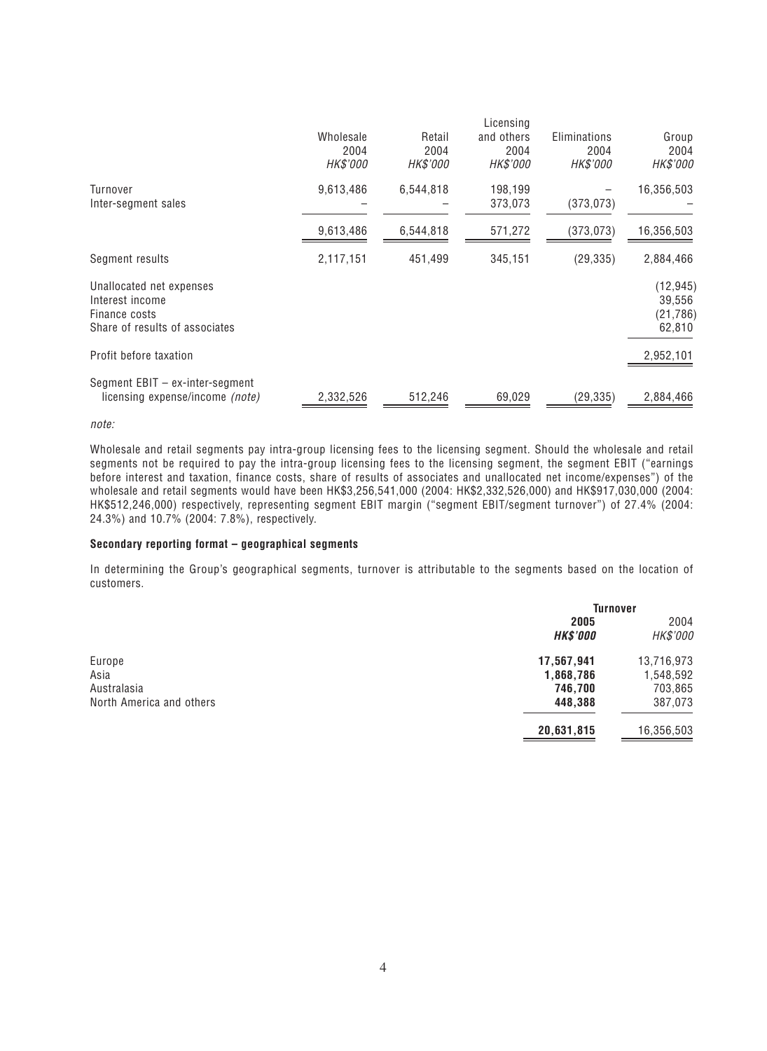|  | Wholesale 2004 *HK$'000* | Retail 2004 *HK$'000* | Licensing and others 2004 *HK$'000* | Eliminations 2004 *HK$'000* | Group 2004 *HK$'000* |
|---|---|---|---|---|---|
| Turnover | 9,613,486 | 6,544,818 | 198,199 | – | 16,356,503 |
| Inter-segment sales | – | – | 373,073 | (373,073) | – |
|  | 9,613,486 | 6,544,818 | 571,272 | (373,073) | 16,356,503 |
| Segment results | 2,117,151 | 451,499 | 345,151 | (29,335) | 2,884,466 |
| Unallocated net expenses |  |  |  |  | (12,945) |
| Interest income |  |  |  |  | 39,556 |
| Finance costs |  |  |  |  | (21,786) |
| Share of results of associates |  |  |  |  | 62,810 |
| Profit before taxation |  |  |  |  | 2,952,101 |
| Segment EBIT – ex-inter-segment licensing expense/income *(note)* | 2,332,526 | 512,246 | 69,029 | (29,335) | 2,884,466 |

*note:*

Wholesale and retail segments pay intra-group licensing fees to the licensing segment. Should the wholesale and retail segments not be required to pay the intra-group licensing fees to the licensing segment, the segment EBIT ("earnings before interest and taxation, finance costs, share of results of associates and unallocated net income/expenses") of the wholesale and retail segments would have been HK$3,256,541,000 (2004: HK$2,332,526,000) and HK$917,030,000 (2004: HK$512,246,000) respectively, representing segment EBIT margin ("segment EBIT/segment turnover") of 27.4% (2004: 24.3%) and 10.7% (2004: 7.8%), respectively.

**Secondary reporting format – geographical segments**

In determining the Group's geographical segments, turnover is attributable to the segments based on the location of customers.

|  | Turnover |  |
|---|---|---|
|  | **2005** ***HK$'000*** | 2004 *HK$'000* |
| Europe | **17,567,941** | 13,716,973 |
| Asia | **1,868,786** | 1,548,592 |
| Australasia | **746,700** | 703,865 |
| North America and others | **448,388** | 387,073 |
|  | **20,631,815** | 16,356,503 |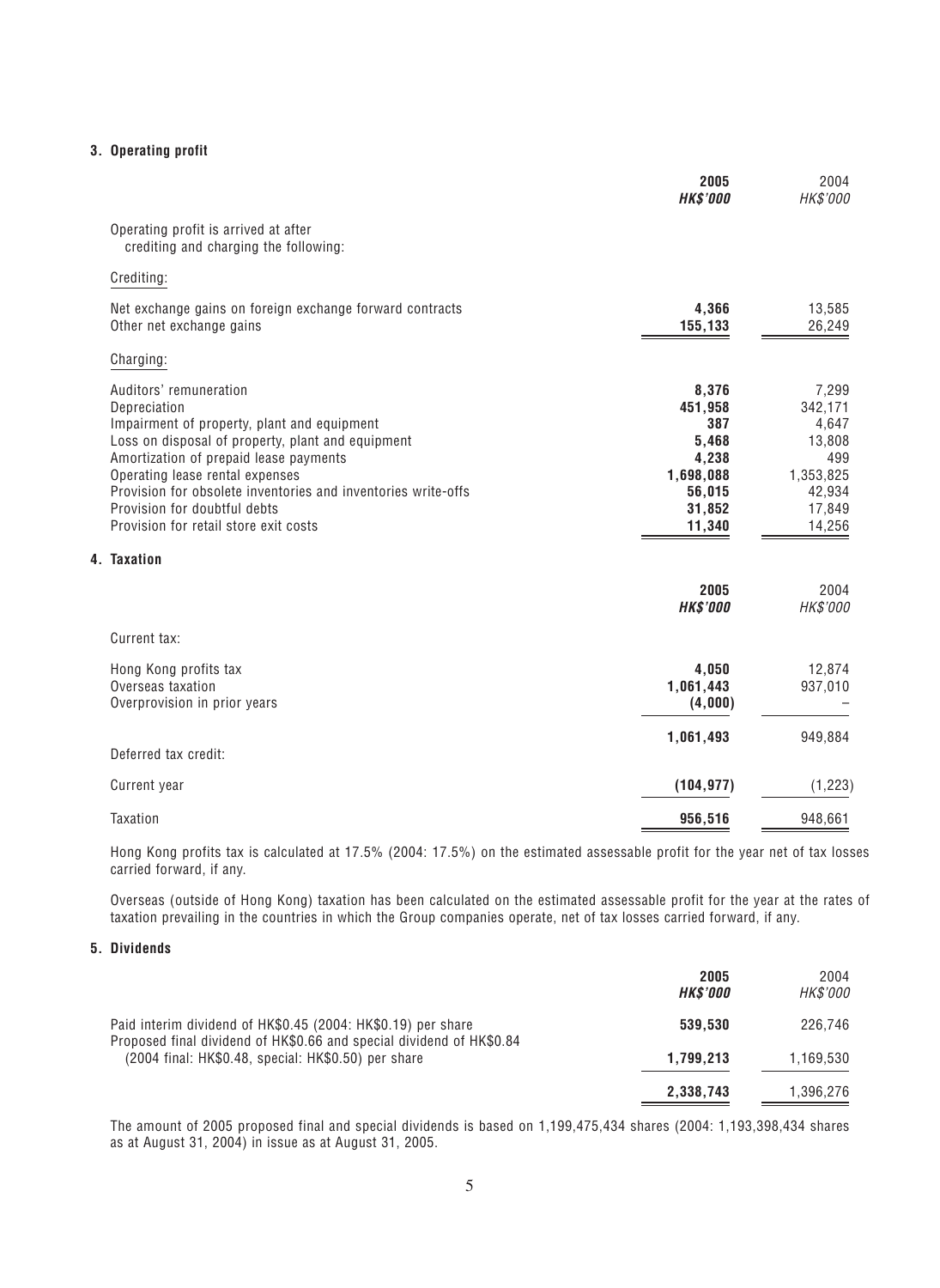### 3. Operating profit

| | 2005 *HK$'000* | 2004 *HK$'000* |
|---|---|---|
| Operating profit is arrived at after crediting and charging the following: | | |
| Crediting: | | |
| Net exchange gains on foreign exchange forward contracts | **4,366** | 13,585 |
| Other net exchange gains | **155,133** | 26,249 |
| Charging: | | |
| Auditors' remuneration | **8,376** | 7,299 |
| Depreciation | **451,958** | 342,171 |
| Impairment of property, plant and equipment | **387** | 4,647 |
| Loss on disposal of property, plant and equipment | **5,468** | 13,808 |
| Amortization of prepaid lease payments | **4,238** | 499 |
| Operating lease rental expenses | **1,698,088** | 1,353,825 |
| Provision for obsolete inventories and inventories write-offs | **56,015** | 42,934 |
| Provision for doubtful debts | **31,852** | 17,849 |
| Provision for retail store exit costs | **11,340** | 14,256 |

### 4. Taxation

| | 2005 *HK$'000* | 2004 *HK$'000* |
|---|---|---|
| Current tax: | | |
| Hong Kong profits tax | **4,050** | 12,874 |
| Overseas taxation | **1,061,443** | 937,010 |
| Overprovision in prior years | **(4,000)** | – |
| | **1,061,493** | 949,884 |
| Deferred tax credit: | | |
| Current year | **(104,977)** | (1,223) |
| Taxation | **956,516** | 948,661 |

Hong Kong profits tax is calculated at 17.5% (2004: 17.5%) on the estimated assessable profit for the year net of tax losses carried forward, if any.

Overseas (outside of Hong Kong) taxation has been calculated on the estimated assessable profit for the year at the rates of taxation prevailing in the countries in which the Group companies operate, net of tax losses carried forward, if any.

### 5. Dividends

| | 2005 *HK$'000* | 2004 *HK$'000* |
|---|---|---|
| Paid interim dividend of HK$0.45 (2004: HK$0.19) per share | **539,530** | 226,746 |
| Proposed final dividend of HK$0.66 and special dividend of HK$0.84 (2004 final: HK$0.48, special: HK$0.50) per share | **1,799,213** | 1,169,530 |
| | **2,338,743** | 1,396,276 |

The amount of 2005 proposed final and special dividends is based on 1,199,475,434 shares (2004: 1,193,398,434 shares as at August 31, 2004) in issue as at August 31, 2005.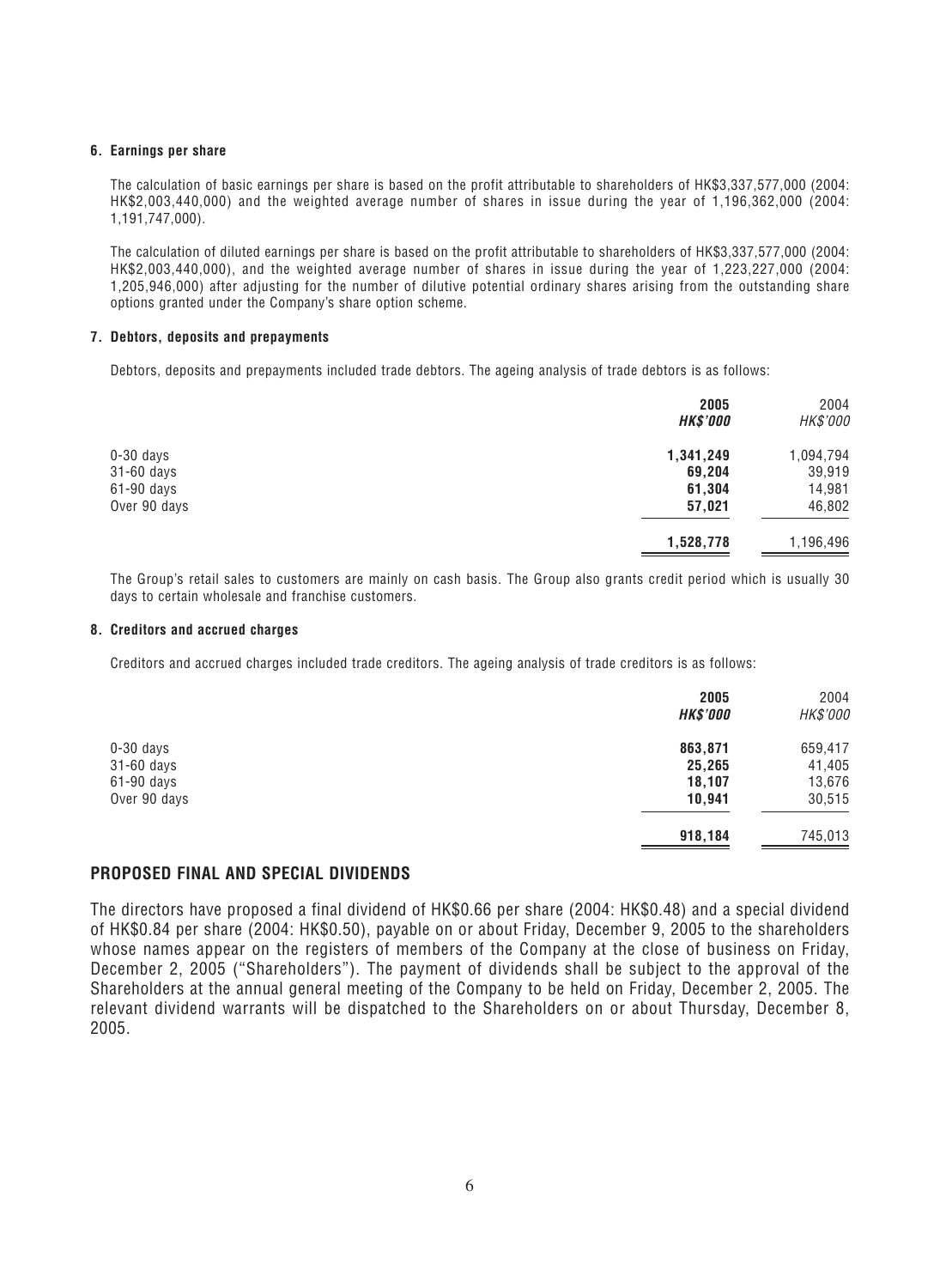**6. Earnings per share**

The calculation of basic earnings per share is based on the profit attributable to shareholders of HK$3,337,577,000 (2004: HK$2,003,440,000) and the weighted average number of shares in issue during the year of 1,196,362,000 (2004: 1,191,747,000).

The calculation of diluted earnings per share is based on the profit attributable to shareholders of HK$3,337,577,000 (2004: HK$2,003,440,000), and the weighted average number of shares in issue during the year of 1,223,227,000 (2004: 1,205,946,000) after adjusting for the number of dilutive potential ordinary shares arising from the outstanding share options granted under the Company's share option scheme.

**7. Debtors, deposits and prepayments**

Debtors, deposits and prepayments included trade debtors. The ageing analysis of trade debtors is as follows:

| | **2005** | 2004 |
|---|---|---|
| | ***HK$'000*** | *HK$'000* |
| 0-30 days | **1,341,249** | 1,094,794 |
| 31-60 days | **69,204** | 39,919 |
| 61-90 days | **61,304** | 14,981 |
| Over 90 days | **57,021** | 46,802 |
| | **1,528,778** | 1,196,496 |

The Group's retail sales to customers are mainly on cash basis. The Group also grants credit period which is usually 30 days to certain wholesale and franchise customers.

**8. Creditors and accrued charges**

Creditors and accrued charges included trade creditors. The ageing analysis of trade creditors is as follows:

| | **2005** | 2004 |
|---|---|---|
| | ***HK$'000*** | *HK$'000* |
| 0-30 days | **863,871** | 659,417 |
| 31-60 days | **25,265** | 41,405 |
| 61-90 days | **18,107** | 13,676 |
| Over 90 days | **10,941** | 30,515 |
| | **918,184** | 745,013 |

## PROPOSED FINAL AND SPECIAL DIVIDENDS

The directors have proposed a final dividend of HK$0.66 per share (2004: HK$0.48) and a special dividend of HK$0.84 per share (2004: HK$0.50), payable on or about Friday, December 9, 2005 to the shareholders whose names appear on the registers of members of the Company at the close of business on Friday, December 2, 2005 ("Shareholders"). The payment of dividends shall be subject to the approval of the Shareholders at the annual general meeting of the Company to be held on Friday, December 2, 2005. The relevant dividend warrants will be dispatched to the Shareholders on or about Thursday, December 8, 2005.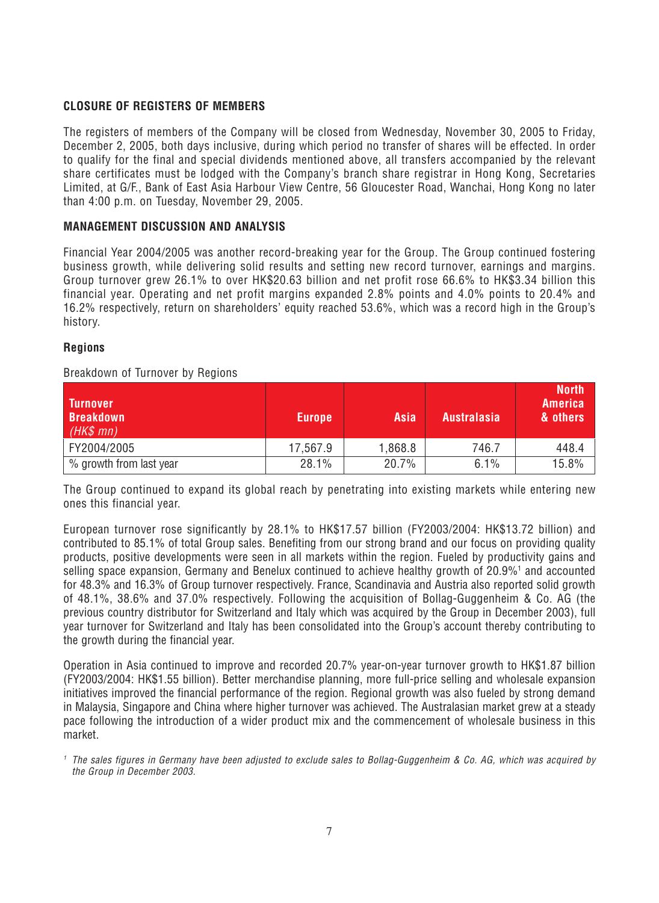## CLOSURE OF REGISTERS OF MEMBERS

The registers of members of the Company will be closed from Wednesday, November 30, 2005 to Friday, December 2, 2005, both days inclusive, during which period no transfer of shares will be effected. In order to qualify for the final and special dividends mentioned above, all transfers accompanied by the relevant share certificates must be lodged with the Company's branch share registrar in Hong Kong, Secretaries Limited, at G/F., Bank of East Asia Harbour View Centre, 56 Gloucester Road, Wanchai, Hong Kong no later than 4:00 p.m. on Tuesday, November 29, 2005.

## MANAGEMENT DISCUSSION AND ANALYSIS

Financial Year 2004/2005 was another record-breaking year for the Group. The Group continued fostering business growth, while delivering solid results and setting new record turnover, earnings and margins. Group turnover grew 26.1% to over HK$20.63 billion and net profit rose 66.6% to HK$3.34 billion this financial year. Operating and net profit margins expanded 2.8% points and 4.0% points to 20.4% and 16.2% respectively, return on shareholders' equity reached 53.6%, which was a record high in the Group's history.

### Regions

Breakdown of Turnover by Regions

| Turnover Breakdown *(HK$ mn)* | Europe | Asia | Australasia | North America & others |
|---|---|---|---|---|
| FY2004/2005 | 17,567.9 | 1,868.8 | 746.7 | 448.4 |
| % growth from last year | 28.1% | 20.7% | 6.1% | 15.8% |

The Group continued to expand its global reach by penetrating into existing markets while entering new ones this financial year.

European turnover rose significantly by 28.1% to HK$17.57 billion (FY2003/2004: HK$13.72 billion) and contributed to 85.1% of total Group sales. Benefiting from our strong brand and our focus on providing quality products, positive developments were seen in all markets within the region. Fueled by productivity gains and selling space expansion, Germany and Benelux continued to achieve healthy growth of 20.9%[1] and accounted for 48.3% and 16.3% of Group turnover respectively. France, Scandinavia and Austria also reported solid growth of 48.1%, 38.6% and 37.0% respectively. Following the acquisition of Bollag-Guggenheim & Co. AG (the previous country distributor for Switzerland and Italy which was acquired by the Group in December 2003), full year turnover for Switzerland and Italy has been consolidated into the Group's account thereby contributing to the growth during the financial year.

Operation in Asia continued to improve and recorded 20.7% year-on-year turnover growth to HK$1.87 billion (FY2003/2004: HK$1.55 billion). Better merchandise planning, more full-price selling and wholesale expansion initiatives improved the financial performance of the region. Regional growth was also fueled by strong demand in Malaysia, Singapore and China where higher turnover was achieved. The Australasian market grew at a steady pace following the introduction of a wider product mix and the commencement of wholesale business in this market.

[1] *The sales figures in Germany have been adjusted to exclude sales to Bollag-Guggenheim & Co. AG, which was acquired by the Group in December 2003.*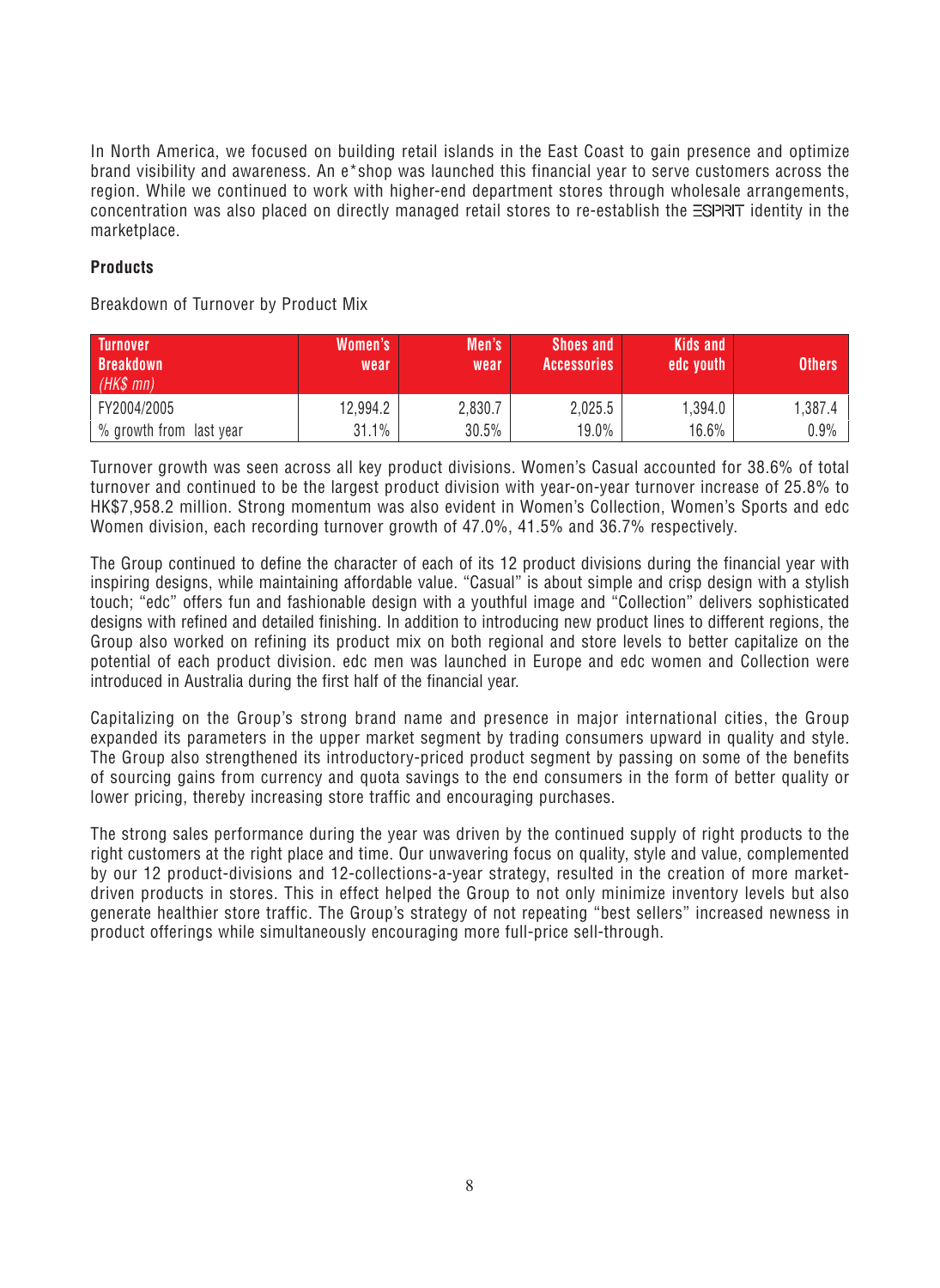In North America, we focused on building retail islands in the East Coast to gain presence and optimize brand visibility and awareness. An e*shop was launched this financial year to serve customers across the region. While we continued to work with higher-end department stores through wholesale arrangements, concentration was also placed on directly managed retail stores to re-establish the ESPRIT identity in the marketplace.

**Products**

Breakdown of Turnover by Product Mix

| Turnover Breakdown *(HK$ mn)* | Women's wear | Men's wear | Shoes and Accessories | Kids and edc youth | Others |
|---|---|---|---|---|---|
| FY2004/2005 | 12,994.2 | 2,830.7 | 2,025.5 | 1,394.0 | 1,387.4 |
| % growth from last year | 31.1% | 30.5% | 19.0% | 16.6% | 0.9% |

Turnover growth was seen across all key product divisions. Women's Casual accounted for 38.6% of total turnover and continued to be the largest product division with year-on-year turnover increase of 25.8% to HK$7,958.2 million. Strong momentum was also evident in Women's Collection, Women's Sports and edc Women division, each recording turnover growth of 47.0%, 41.5% and 36.7% respectively.

The Group continued to define the character of each of its 12 product divisions during the financial year with inspiring designs, while maintaining affordable value. "Casual" is about simple and crisp design with a stylish touch; "edc" offers fun and fashionable design with a youthful image and "Collection" delivers sophisticated designs with refined and detailed finishing. In addition to introducing new product lines to different regions, the Group also worked on refining its product mix on both regional and store levels to better capitalize on the potential of each product division. edc men was launched in Europe and edc women and Collection were introduced in Australia during the first half of the financial year.

Capitalizing on the Group's strong brand name and presence in major international cities, the Group expanded its parameters in the upper market segment by trading consumers upward in quality and style. The Group also strengthened its introductory-priced product segment by passing on some of the benefits of sourcing gains from currency and quota savings to the end consumers in the form of better quality or lower pricing, thereby increasing store traffic and encouraging purchases.

The strong sales performance during the year was driven by the continued supply of right products to the right customers at the right place and time. Our unwavering focus on quality, style and value, complemented by our 12 product-divisions and 12-collections-a-year strategy, resulted in the creation of more market-driven products in stores. This in effect helped the Group to not only minimize inventory levels but also generate healthier store traffic. The Group's strategy of not repeating "best sellers" increased newness in product offerings while simultaneously encouraging more full-price sell-through.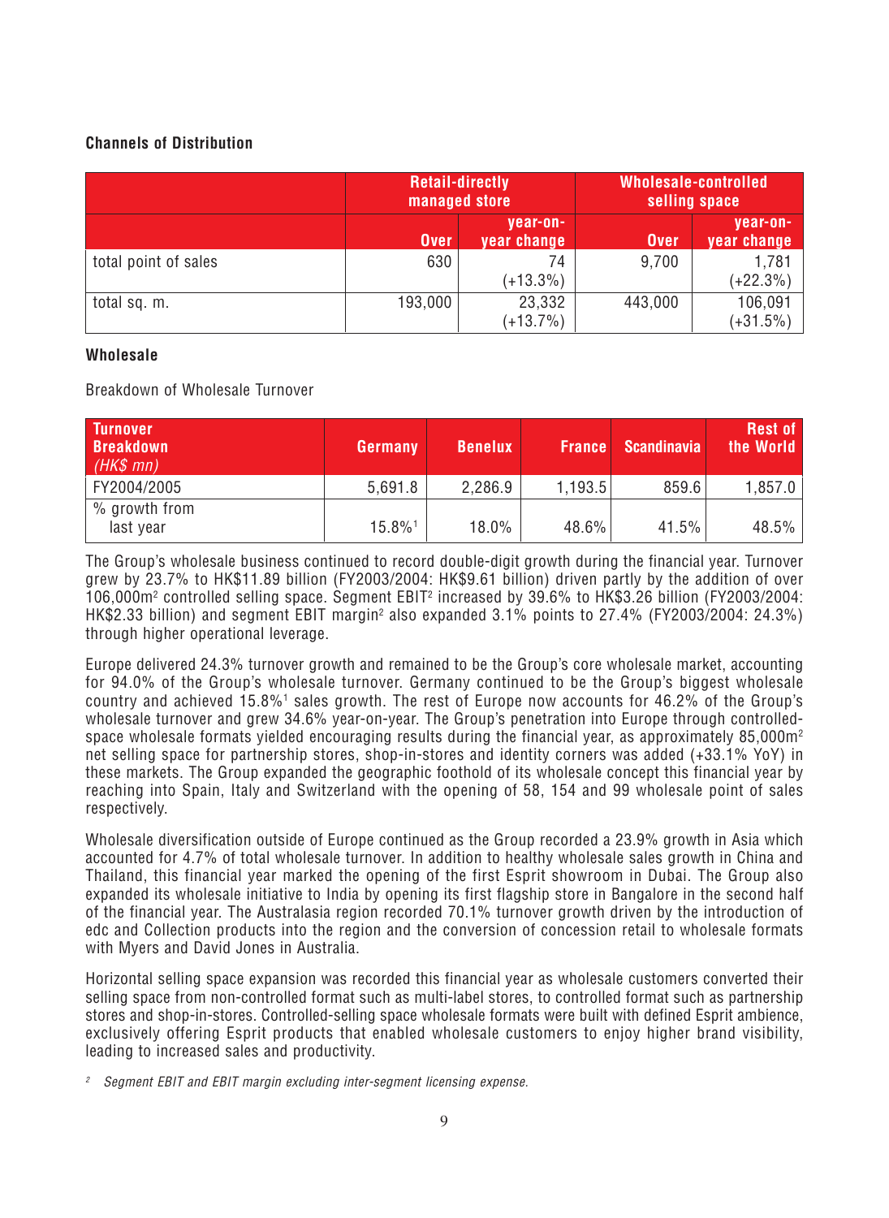### Channels of Distribution

| | Retail-directly managed store | | Wholesale-controlled selling space | |
|---|---|---|---|---|
| | Over | year-on-year change | Over | year-on-year change |
| total point of sales | 630 | 74 (+13.3%) | 9,700 | 1,781 (+22.3%) |
| total sq. m. | 193,000 | 23,332 (+13.7%) | 443,000 | 106,091 (+31.5%) |

### Wholesale

Breakdown of Wholesale Turnover

| Turnover Breakdown *(HK$ mn)* | Germany | Benelux | France | Scandinavia | Rest of the World |
|---|---|---|---|---|---|
| FY2004/2005 | 5,691.8 | 2,286.9 | 1,193.5 | 859.6 | 1,857.0 |
| % growth from last year | 15.8%[1] | 18.0% | 48.6% | 41.5% | 48.5% |

The Group's wholesale business continued to record double-digit growth during the financial year. Turnover grew by 23.7% to HK$11.89 billion (FY2003/2004: HK$9.61 billion) driven partly by the addition of over 106,000m[2] controlled selling space. Segment EBIT[2] increased by 39.6% to HK$3.26 billion (FY2003/2004: HK$2.33 billion) and segment EBIT margin[2] also expanded 3.1% points to 27.4% (FY2003/2004: 24.3%) through higher operational leverage.

Europe delivered 24.3% turnover growth and remained to be the Group's core wholesale market, accounting for 94.0% of the Group's wholesale turnover. Germany continued to be the Group's biggest wholesale country and achieved 15.8%[1] sales growth. The rest of Europe now accounts for 46.2% of the Group's wholesale turnover and grew 34.6% year-on-year. The Group's penetration into Europe through controlled-space wholesale formats yielded encouraging results during the financial year, as approximately 85,000m[2] net selling space for partnership stores, shop-in-stores and identity corners was added (+33.1% YoY) in these markets. The Group expanded the geographic foothold of its wholesale concept this financial year by reaching into Spain, Italy and Switzerland with the opening of 58, 154 and 99 wholesale point of sales respectively.

Wholesale diversification outside of Europe continued as the Group recorded a 23.9% growth in Asia which accounted for 4.7% of total wholesale turnover. In addition to healthy wholesale sales growth in China and Thailand, this financial year marked the opening of the first Esprit showroom in Dubai. The Group also expanded its wholesale initiative to India by opening its first flagship store in Bangalore in the second half of the financial year. The Australasia region recorded 70.1% turnover growth driven by the introduction of edc and Collection products into the region and the conversion of concession retail to wholesale formats with Myers and David Jones in Australia.

Horizontal selling space expansion was recorded this financial year as wholesale customers converted their selling space from non-controlled format such as multi-label stores, to controlled format such as partnership stores and shop-in-stores. Controlled-selling space wholesale formats were built with defined Esprit ambience, exclusively offering Esprit products that enabled wholesale customers to enjoy higher brand visibility, leading to increased sales and productivity.

[2] *Segment EBIT and EBIT margin excluding inter-segment licensing expense.*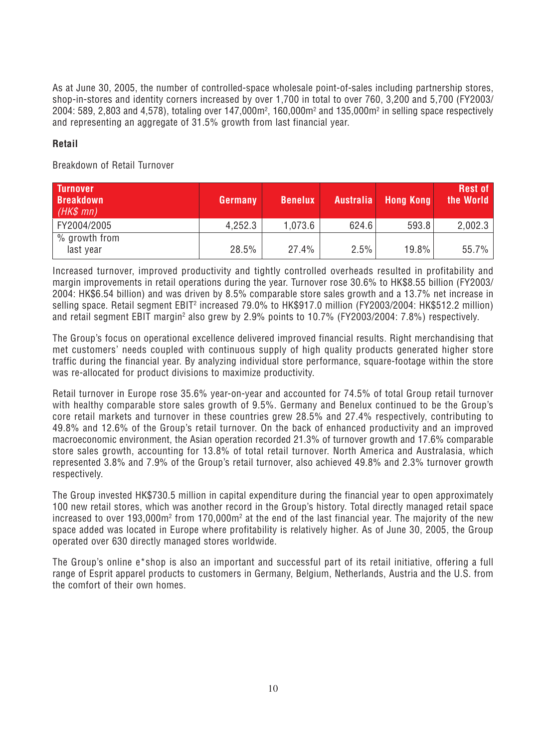As at June 30, 2005, the number of controlled-space wholesale point-of-sales including partnership stores, shop-in-stores and identity corners increased by over 1,700 in total to over 760, 3,200 and 5,700 (FY2003/2004: 589, 2,803 and 4,578), totaling over 147,000m$^2$, 160,000m$^2$ and 135,000m$^2$ in selling space respectively and representing an aggregate of 31.5% growth from last financial year.

### Retail

Breakdown of Retail Turnover

| Turnover Breakdown *(HK$ mn)* | Germany | Benelux | Australia | Hong Kong | Rest of the World |
|---|---|---|---|---|---|
| FY2004/2005 | 4,252.3 | 1,073.6 | 624.6 | 593.8 | 2,002.3 |
| % growth from last year | 28.5% | 27.4% | 2.5% | 19.8% | 55.7% |

Increased turnover, improved productivity and tightly controlled overheads resulted in profitability and margin improvements in retail operations during the year. Turnover rose 30.6% to HK$8.55 billion (FY2003/2004: HK$6.54 billion) and was driven by 8.5% comparable store sales growth and a 13.7% net increase in selling space. Retail segment EBIT[2] increased 79.0% to HK$917.0 million (FY2003/2004: HK$512.2 million) and retail segment EBIT margin[2] also grew by 2.9% points to 10.7% (FY2003/2004: 7.8%) respectively.

The Group's focus on operational excellence delivered improved financial results. Right merchandising that met customers' needs coupled with continuous supply of high quality products generated higher store traffic during the financial year. By analyzing individual store performance, square-footage within the store was re-allocated for product divisions to maximize productivity.

Retail turnover in Europe rose 35.6% year-on-year and accounted for 74.5% of total Group retail turnover with healthy comparable store sales growth of 9.5%. Germany and Benelux continued to be the Group's core retail markets and turnover in these countries grew 28.5% and 27.4% respectively, contributing to 49.8% and 12.6% of the Group's retail turnover. On the back of enhanced productivity and an improved macroeconomic environment, the Asian operation recorded 21.3% of turnover growth and 17.6% comparable store sales growth, accounting for 13.8% of total retail turnover. North America and Australasia, which represented 3.8% and 7.9% of the Group's retail turnover, also achieved 49.8% and 2.3% turnover growth respectively.

The Group invested HK$730.5 million in capital expenditure during the financial year to open approximately 100 new retail stores, which was another record in the Group's history. Total directly managed retail space increased to over 193,000m$^2$ from 170,000m$^2$ at the end of the last financial year. The majority of the new space added was located in Europe where profitability is relatively higher. As of June 30, 2005, the Group operated over 630 directly managed stores worldwide.

The Group's online e*shop is also an important and successful part of its retail initiative, offering a full range of Esprit apparel products to customers in Germany, Belgium, Netherlands, Austria and the U.S. from the comfort of their own homes.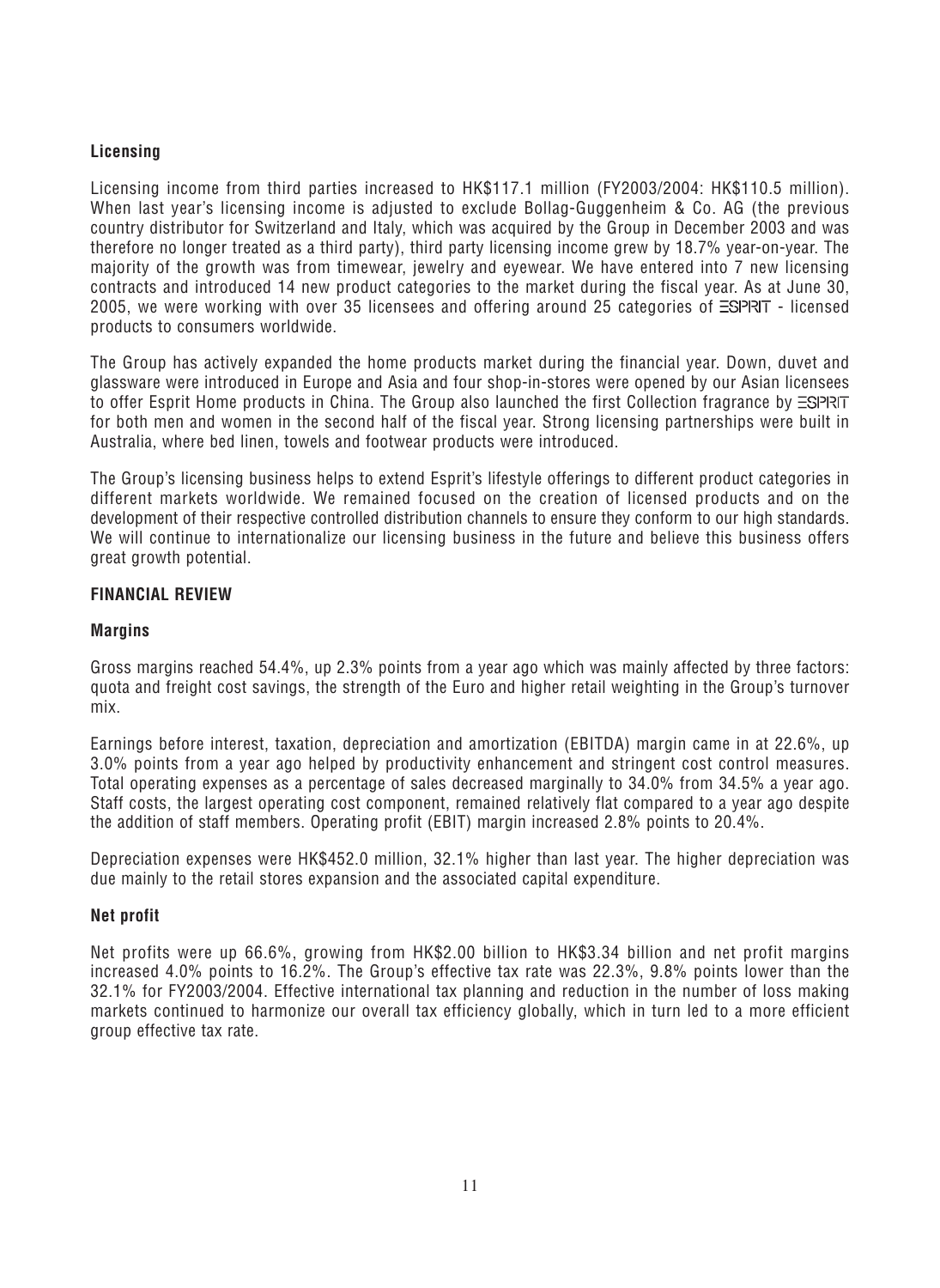### Licensing

Licensing income from third parties increased to HK$117.1 million (FY2003/2004: HK$110.5 million). When last year's licensing income is adjusted to exclude Bollag-Guggenheim & Co. AG (the previous country distributor for Switzerland and Italy, which was acquired by the Group in December 2003 and was therefore no longer treated as a third party), third party licensing income grew by 18.7% year-on-year. The majority of the growth was from timewear, jewelry and eyewear. We have entered into 7 new licensing contracts and introduced 14 new product categories to the market during the fiscal year. As at June 30, 2005, we were working with over 35 licensees and offering around 25 categories of ESPRIT - licensed products to consumers worldwide.

The Group has actively expanded the home products market during the financial year. Down, duvet and glassware were introduced in Europe and Asia and four shop-in-stores were opened by our Asian licensees to offer Esprit Home products in China. The Group also launched the first Collection fragrance by ESPRIT for both men and women in the second half of the fiscal year. Strong licensing partnerships were built in Australia, where bed linen, towels and footwear products were introduced.

The Group's licensing business helps to extend Esprit's lifestyle offerings to different product categories in different markets worldwide. We remained focused on the creation of licensed products and on the development of their respective controlled distribution channels to ensure they conform to our high standards. We will continue to internationalize our licensing business in the future and believe this business offers great growth potential.

## FINANCIAL REVIEW

### Margins

Gross margins reached 54.4%, up 2.3% points from a year ago which was mainly affected by three factors: quota and freight cost savings, the strength of the Euro and higher retail weighting in the Group's turnover mix.

Earnings before interest, taxation, depreciation and amortization (EBITDA) margin came in at 22.6%, up 3.0% points from a year ago helped by productivity enhancement and stringent cost control measures. Total operating expenses as a percentage of sales decreased marginally to 34.0% from 34.5% a year ago. Staff costs, the largest operating cost component, remained relatively flat compared to a year ago despite the addition of staff members. Operating profit (EBIT) margin increased 2.8% points to 20.4%.

Depreciation expenses were HK$452.0 million, 32.1% higher than last year. The higher depreciation was due mainly to the retail stores expansion and the associated capital expenditure.

### Net profit

Net profits were up 66.6%, growing from HK$2.00 billion to HK$3.34 billion and net profit margins increased 4.0% points to 16.2%. The Group's effective tax rate was 22.3%, 9.8% points lower than the 32.1% for FY2003/2004. Effective international tax planning and reduction in the number of loss making markets continued to harmonize our overall tax efficiency globally, which in turn led to a more efficient group effective tax rate.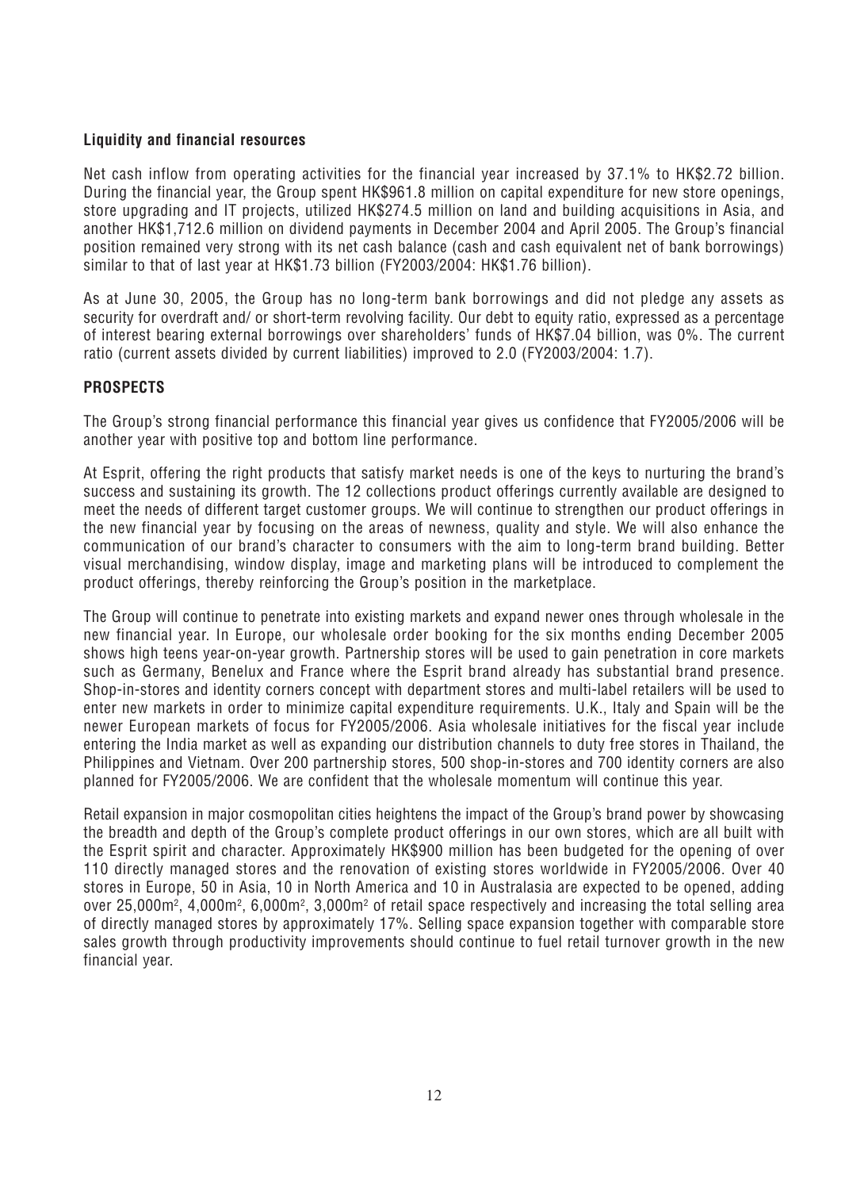**Liquidity and financial resources**

Net cash inflow from operating activities for the financial year increased by 37.1% to HK$2.72 billion. During the financial year, the Group spent HK$961.8 million on capital expenditure for new store openings, store upgrading and IT projects, utilized HK$274.5 million on land and building acquisitions in Asia, and another HK$1,712.6 million on dividend payments in December 2004 and April 2005. The Group's financial position remained very strong with its net cash balance (cash and cash equivalent net of bank borrowings) similar to that of last year at HK$1.73 billion (FY2003/2004: HK$1.76 billion).

As at June 30, 2005, the Group has no long-term bank borrowings and did not pledge any assets as security for overdraft and/ or short-term revolving facility. Our debt to equity ratio, expressed as a percentage of interest bearing external borrowings over shareholders' funds of HK$7.04 billion, was 0%. The current ratio (current assets divided by current liabilities) improved to 2.0 (FY2003/2004: 1.7).

## PROSPECTS

The Group's strong financial performance this financial year gives us confidence that FY2005/2006 will be another year with positive top and bottom line performance.

At Esprit, offering the right products that satisfy market needs is one of the keys to nurturing the brand's success and sustaining its growth. The 12 collections product offerings currently available are designed to meet the needs of different target customer groups. We will continue to strengthen our product offerings in the new financial year by focusing on the areas of newness, quality and style. We will also enhance the communication of our brand's character to consumers with the aim to long-term brand building. Better visual merchandising, window display, image and marketing plans will be introduced to complement the product offerings, thereby reinforcing the Group's position in the marketplace.

The Group will continue to penetrate into existing markets and expand newer ones through wholesale in the new financial year. In Europe, our wholesale order booking for the six months ending December 2005 shows high teens year-on-year growth. Partnership stores will be used to gain penetration in core markets such as Germany, Benelux and France where the Esprit brand already has substantial brand presence. Shop-in-stores and identity corners concept with department stores and multi-label retailers will be used to enter new markets in order to minimize capital expenditure requirements. U.K., Italy and Spain will be the newer European markets of focus for FY2005/2006. Asia wholesale initiatives for the fiscal year include entering the India market as well as expanding our distribution channels to duty free stores in Thailand, the Philippines and Vietnam. Over 200 partnership stores, 500 shop-in-stores and 700 identity corners are also planned for FY2005/2006. We are confident that the wholesale momentum will continue this year.

Retail expansion in major cosmopolitan cities heightens the impact of the Group's brand power by showcasing the breadth and depth of the Group's complete product offerings in our own stores, which are all built with the Esprit spirit and character. Approximately HK$900 million has been budgeted for the opening of over 110 directly managed stores and the renovation of existing stores worldwide in FY2005/2006. Over 40 stores in Europe, 50 in Asia, 10 in North America and 10 in Australasia are expected to be opened, adding over 25,000m$^2$, 4,000m$^2$, 6,000m$^2$, 3,000m$^2$ of retail space respectively and increasing the total selling area of directly managed stores by approximately 17%. Selling space expansion together with comparable store sales growth through productivity improvements should continue to fuel retail turnover growth in the new financial year.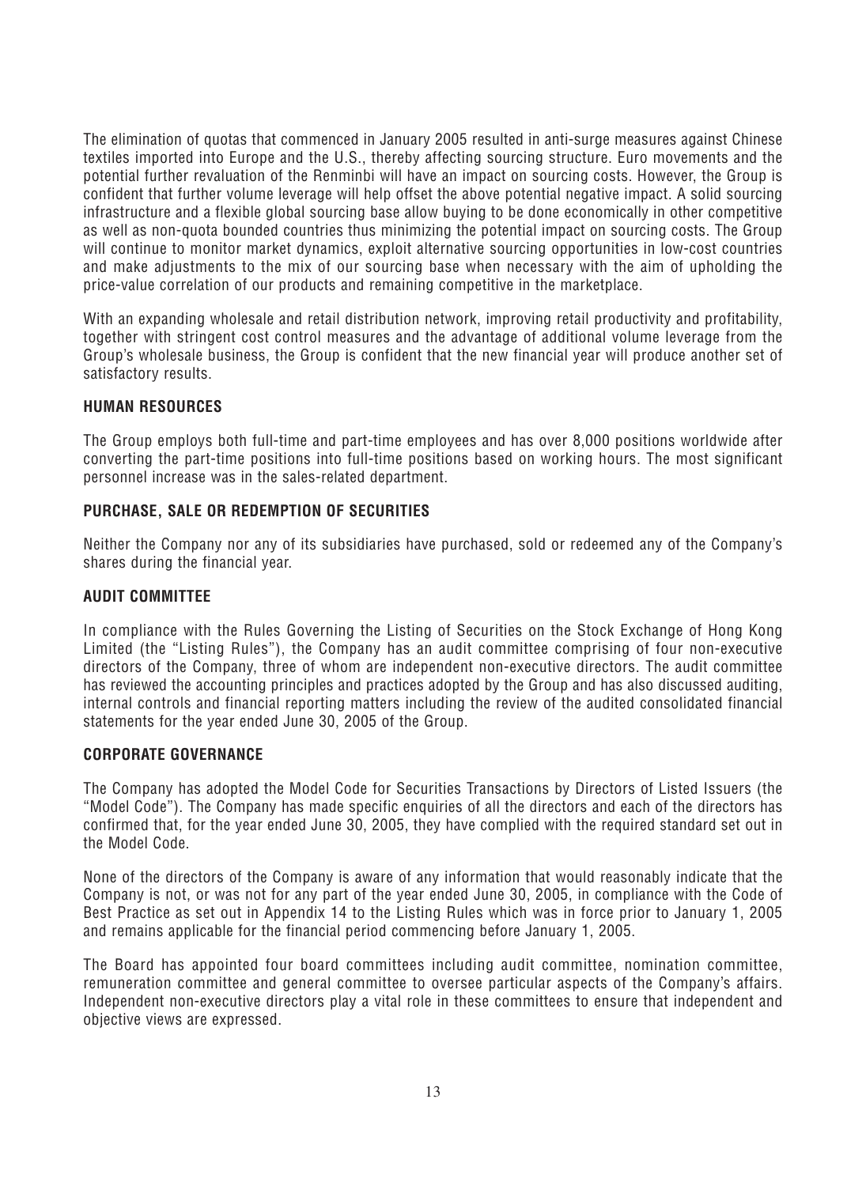The elimination of quotas that commenced in January 2005 resulted in anti-surge measures against Chinese textiles imported into Europe and the U.S., thereby affecting sourcing structure. Euro movements and the potential further revaluation of the Renminbi will have an impact on sourcing costs. However, the Group is confident that further volume leverage will help offset the above potential negative impact. A solid sourcing infrastructure and a flexible global sourcing base allow buying to be done economically in other competitive as well as non-quota bounded countries thus minimizing the potential impact on sourcing costs. The Group will continue to monitor market dynamics, exploit alternative sourcing opportunities in low-cost countries and make adjustments to the mix of our sourcing base when necessary with the aim of upholding the price-value correlation of our products and remaining competitive in the marketplace.

With an expanding wholesale and retail distribution network, improving retail productivity and profitability, together with stringent cost control measures and the advantage of additional volume leverage from the Group's wholesale business, the Group is confident that the new financial year will produce another set of satisfactory results.

## HUMAN RESOURCES

The Group employs both full-time and part-time employees and has over 8,000 positions worldwide after converting the part-time positions into full-time positions based on working hours. The most significant personnel increase was in the sales-related department.

## PURCHASE, SALE OR REDEMPTION OF SECURITIES

Neither the Company nor any of its subsidiaries have purchased, sold or redeemed any of the Company's shares during the financial year.

## AUDIT COMMITTEE

In compliance with the Rules Governing the Listing of Securities on the Stock Exchange of Hong Kong Limited (the "Listing Rules"), the Company has an audit committee comprising of four non-executive directors of the Company, three of whom are independent non-executive directors. The audit committee has reviewed the accounting principles and practices adopted by the Group and has also discussed auditing, internal controls and financial reporting matters including the review of the audited consolidated financial statements for the year ended June 30, 2005 of the Group.

## CORPORATE GOVERNANCE

The Company has adopted the Model Code for Securities Transactions by Directors of Listed Issuers (the "Model Code"). The Company has made specific enquiries of all the directors and each of the directors has confirmed that, for the year ended June 30, 2005, they have complied with the required standard set out in the Model Code.

None of the directors of the Company is aware of any information that would reasonably indicate that the Company is not, or was not for any part of the year ended June 30, 2005, in compliance with the Code of Best Practice as set out in Appendix 14 to the Listing Rules which was in force prior to January 1, 2005 and remains applicable for the financial period commencing before January 1, 2005.

The Board has appointed four board committees including audit committee, nomination committee, remuneration committee and general committee to oversee particular aspects of the Company's affairs. Independent non-executive directors play a vital role in these committees to ensure that independent and objective views are expressed.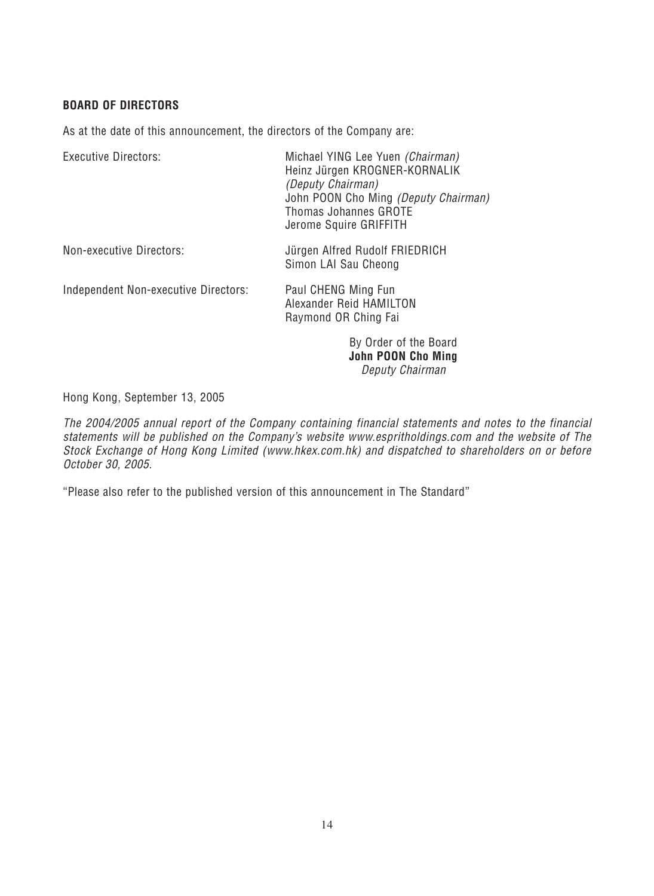**BOARD OF DIRECTORS**

As at the date of this announcement, the directors of the Company are:

| | |
|---|---|
| Executive Directors: | Michael YING Lee Yuen *(Chairman)*<br>Heinz Jürgen KROGNER-KORNALIK *(Deputy Chairman)*<br>John POON Cho Ming *(Deputy Chairman)*<br>Thomas Johannes GROTE<br>Jerome Squire GRIFFITH |
| Non-executive Directors: | Jürgen Alfred Rudolf FRIEDRICH<br>Simon LAI Sau Cheong |
| Independent Non-executive Directors: | Paul CHENG Ming Fun<br>Alexander Reid HAMILTON<br>Raymond OR Ching Fai |

By Order of the Board
**John POON Cho Ming**
*Deputy Chairman*

Hong Kong, September 13, 2005

*The 2004/2005 annual report of the Company containing financial statements and notes to the financial statements will be published on the Company's website www.espritholdings.com and the website of The Stock Exchange of Hong Kong Limited (www.hkex.com.hk) and dispatched to shareholders on or before October 30, 2005.*

"Please also refer to the published version of this announcement in The Standard"